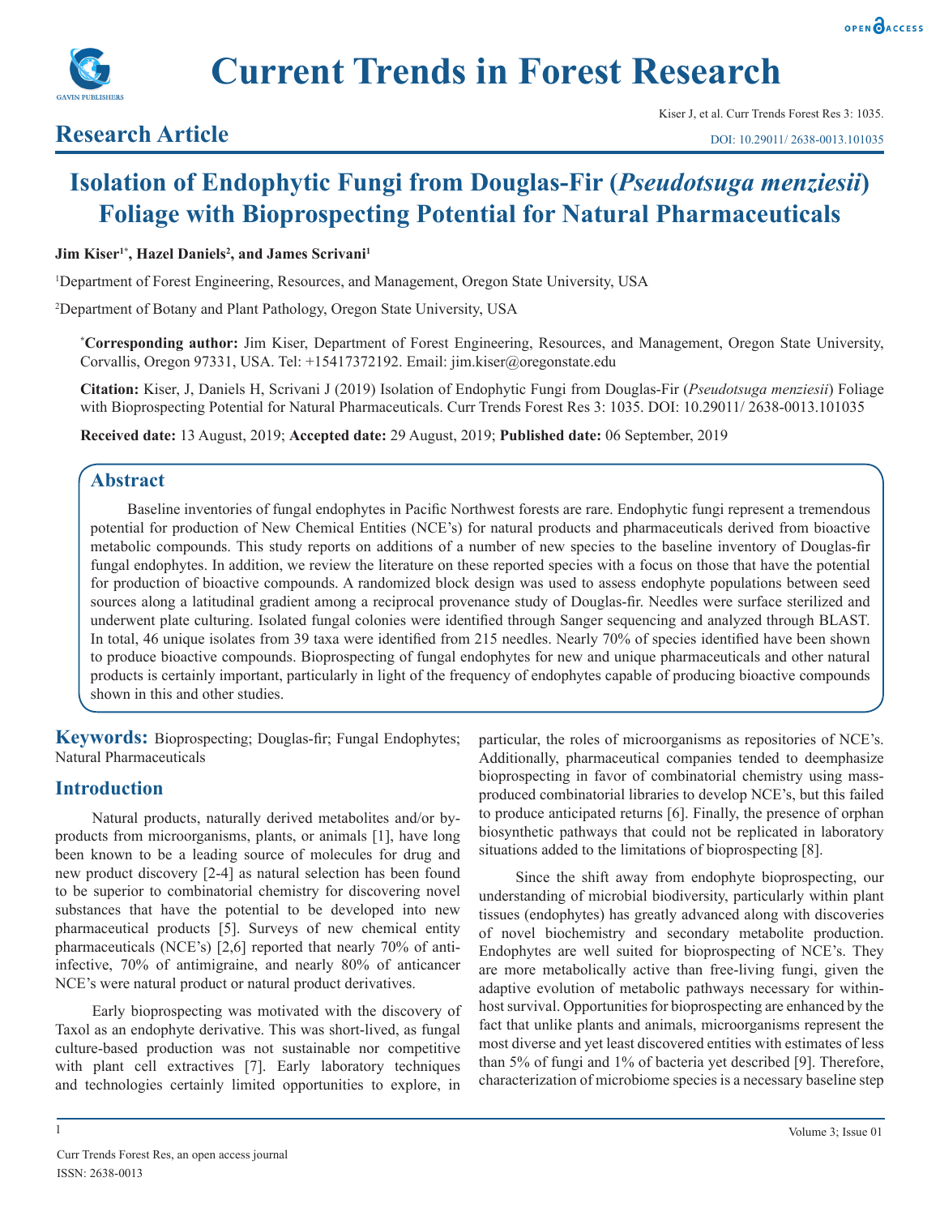# Isolation of Endophytic Fungi from Douglas-Fir (*Pseudotsuga menziesii*) Foliage with Bioprospecting Potential for Natural Pharmaceuticals

**Jim Kiser[1*], Hazel Daniels[2], and James Scrivani[1]**

[1]Department of Forest Engineering, Resources, and Management, Oregon State University, USA

[2]Department of Botany and Plant Pathology, Oregon State University, USA

**[*]Corresponding author:** Jim Kiser, Department of Forest Engineering, Resources, and Management, Oregon State University, Corvallis, Oregon 97331, USA. Tel: +15417372192. Email: jim.kiser@oregonstate.edu

**Citation:** Kiser, J, Daniels H, Scrivani J (2019) Isolation of Endophytic Fungi from Douglas-Fir (*Pseudotsuga menziesii*) Foliage with Bioprospecting Potential for Natural Pharmaceuticals. Curr Trends Forest Res 3: 1035. DOI: 10.29011/ 2638-0013.101035

**Received date:** 13 August, 2019; **Accepted date:** 29 August, 2019; **Published date:** 06 September, 2019

## Abstract

Baseline inventories of fungal endophytes in Pacific Northwest forests are rare. Endophytic fungi represent a tremendous potential for production of New Chemical Entities (NCE's) for natural products and pharmaceuticals derived from bioactive metabolic compounds. This study reports on additions of a number of new species to the baseline inventory of Douglas-fir fungal endophytes. In addition, we review the literature on these reported species with a focus on those that have the potential for production of bioactive compounds. A randomized block design was used to assess endophyte populations between seed sources along a latitudinal gradient among a reciprocal provenance study of Douglas-fir. Needles were surface sterilized and underwent plate culturing. Isolated fungal colonies were identified through Sanger sequencing and analyzed through BLAST. In total, 46 unique isolates from 39 taxa were identified from 215 needles. Nearly 70% of species identified have been shown to produce bioactive compounds. Bioprospecting of fungal endophytes for new and unique pharmaceuticals and other natural products is certainly important, particularly in light of the frequency of endophytes capable of producing bioactive compounds shown in this and other studies.

**Keywords:** Bioprospecting; Douglas-fir; Fungal Endophytes; Natural Pharmaceuticals

## Introduction

Natural products, naturally derived metabolites and/or by-products from microorganisms, plants, or animals [1], have long been known to be a leading source of molecules for drug and new product discovery [2-4] as natural selection has been found to be superior to combinatorial chemistry for discovering novel substances that have the potential to be developed into new pharmaceutical products [5]. Surveys of new chemical entity pharmaceuticals (NCE's) [2,6] reported that nearly 70% of anti-infective, 70% of antimigraine, and nearly 80% of anticancer NCE's were natural product or natural product derivatives.

Early bioprospecting was motivated with the discovery of Taxol as an endophyte derivative. This was short-lived, as fungal culture-based production was not sustainable nor competitive with plant cell extractives [7]. Early laboratory techniques and technologies certainly limited opportunities to explore, in particular, the roles of microorganisms as repositories of NCE's. Additionally, pharmaceutical companies tended to deemphasize bioprospecting in favor of combinatorial chemistry using mass-produced combinatorial libraries to develop NCE's, but this failed to produce anticipated returns [6]. Finally, the presence of orphan biosynthetic pathways that could not be replicated in laboratory situations added to the limitations of bioprospecting [8].

Since the shift away from endophyte bioprospecting, our understanding of microbial biodiversity, particularly within plant tissues (endophytes) has greatly advanced along with discoveries of novel biochemistry and secondary metabolite production. Endophytes are well suited for bioprospecting of NCE's. They are more metabolically active than free-living fungi, given the adaptive evolution of metabolic pathways necessary for within-host survival. Opportunities for bioprospecting are enhanced by the fact that unlike plants and animals, microorganisms represent the most diverse and yet least discovered entities with estimates of less than 5% of fungi and 1% of bacteria yet described [9]. Therefore, characterization of microbiome species is a necessary baseline step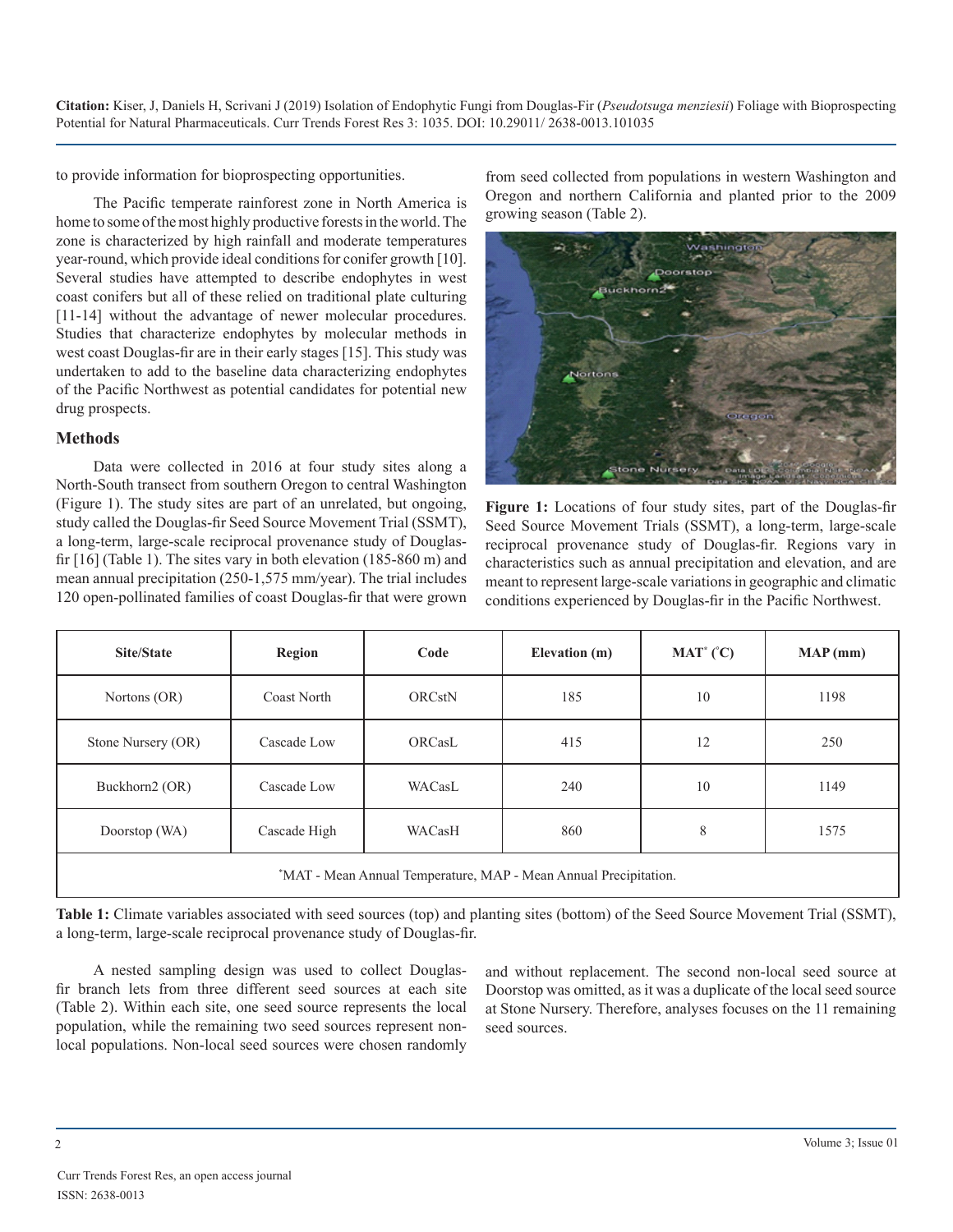to provide information for bioprospecting opportunities.

The Pacific temperate rainforest zone in North America is home to some of the most highly productive forests in the world. The zone is characterized by high rainfall and moderate temperatures year-round, which provide ideal conditions for conifer growth [10]. Several studies have attempted to describe endophytes in west coast conifers but all of these relied on traditional plate culturing [11-14] without the advantage of newer molecular procedures. Studies that characterize endophytes by molecular methods in west coast Douglas-fir are in their early stages [15]. This study was undertaken to add to the baseline data characterizing endophytes of the Pacific Northwest as potential candidates for potential new drug prospects.

## Methods

Data were collected in 2016 at four study sites along a North-South transect from southern Oregon to central Washington (Figure 1). The study sites are part of an unrelated, but ongoing, study called the Douglas-fir Seed Source Movement Trial (SSMT), a long-term, large-scale reciprocal provenance study of Douglas-fir [16] (Table 1). The sites vary in both elevation (185-860 m) and mean annual precipitation (250-1,575 mm/year). The trial includes 120 open-pollinated families of coast Douglas-fir that were grown from seed collected from populations in western Washington and Oregon and northern California and planted prior to the 2009 growing season (Table 2).

**Figure 1:** Locations of four study sites, part of the Douglas-fir Seed Source Movement Trials (SSMT), a long-term, large-scale reciprocal provenance study of Douglas-fir. Regions vary in characteristics such as annual precipitation and elevation, and are meant to represent large-scale variations in geographic and climatic conditions experienced by Douglas-fir in the Pacific Northwest.

| Site/State | Region | Code | Elevation (m) | MAT* (°C) | MAP (mm) |
|---|---|---|---|---|---|
| Nortons (OR) | Coast North | ORCstN | 185 | 10 | 1198 |
| Stone Nursery (OR) | Cascade Low | ORCasL | 415 | 12 | 250 |
| Buckhorn2 (OR) | Cascade Low | WACasL | 240 | 10 | 1149 |
| Doorstop (WA) | Cascade High | WACasH | 860 | 8 | 1575 |

*MAT - Mean Annual Temperature, MAP - Mean Annual Precipitation.

**Table 1:** Climate variables associated with seed sources (top) and planting sites (bottom) of the Seed Source Movement Trial (SSMT), a long-term, large-scale reciprocal provenance study of Douglas-fir.

A nested sampling design was used to collect Douglas-fir branch lets from three different seed sources at each site (Table 2). Within each site, one seed source represents the local population, while the remaining two seed sources represent non-local populations. Non-local seed sources were chosen randomly and without replacement. The second non-local seed source at Doorstop was omitted, as it was a duplicate of the local seed source at Stone Nursery. Therefore, analyses focuses on the 11 remaining seed sources.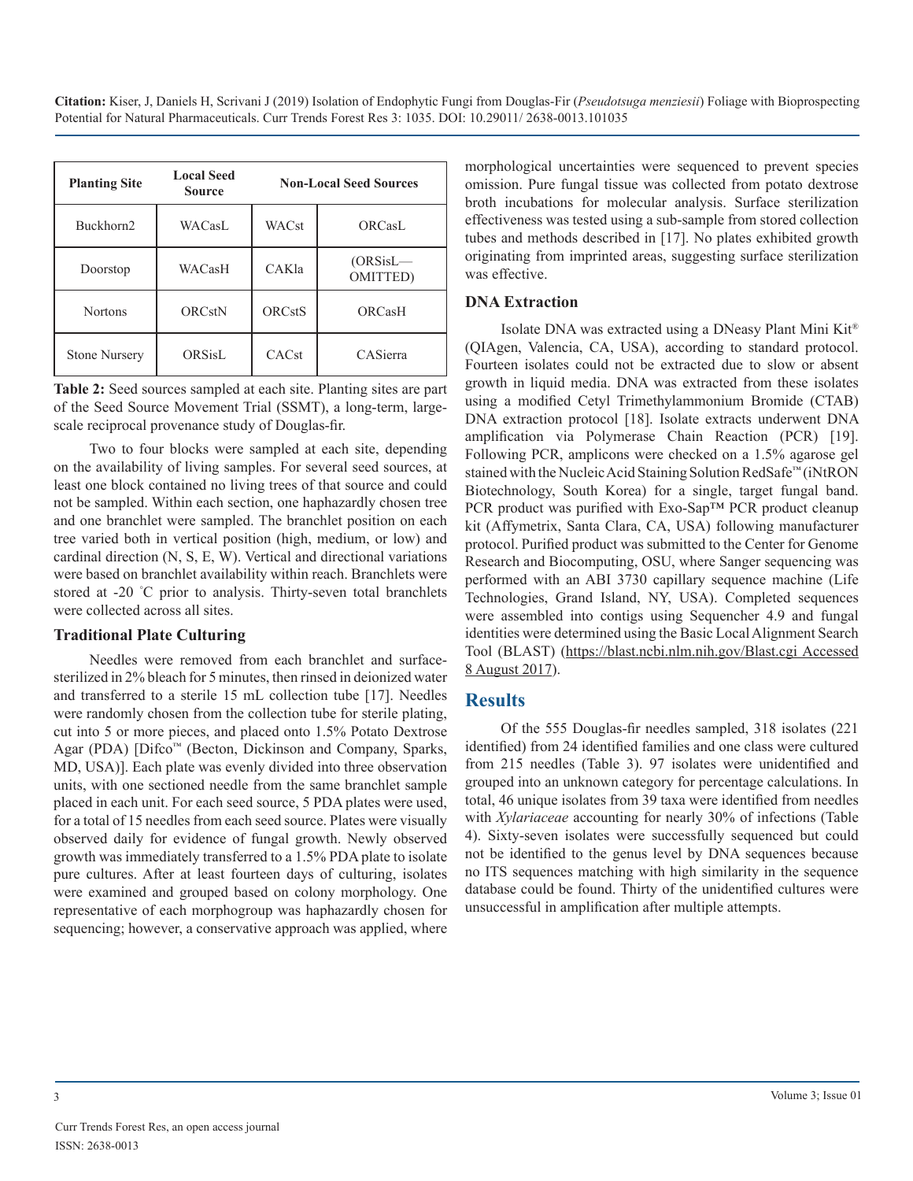| Planting Site | Local Seed Source | Non-Local Seed Sources | |
|---|---|---|---|
| Buckhorn2 | WACasL | WACst | ORCasL |
| Doorstop | WACasH | CAKla | (ORSisL—OMITTED) |
| Nortons | ORCstN | ORCstS | ORCasH |
| Stone Nursery | ORSisL | CACst | CASierra |

**Table 2:** Seed sources sampled at each site. Planting sites are part of the Seed Source Movement Trial (SSMT), a long-term, large-scale reciprocal provenance study of Douglas-fir.

Two to four blocks were sampled at each site, depending on the availability of living samples. For several seed sources, at least one block contained no living trees of that source and could not be sampled. Within each section, one haphazardly chosen tree and one branchlet were sampled. The branchlet position on each tree varied both in vertical position (high, medium, or low) and cardinal direction (N, S, E, W). Vertical and directional variations were based on branchlet availability within reach. Branchlets were stored at -20 °C prior to analysis. Thirty-seven total branchlets were collected across all sites.

### Traditional Plate Culturing

Needles were removed from each branchlet and surface-sterilized in 2% bleach for 5 minutes, then rinsed in deionized water and transferred to a sterile 15 mL collection tube [17]. Needles were randomly chosen from the collection tube for sterile plating, cut into 5 or more pieces, and placed onto 1.5% Potato Dextrose Agar (PDA) [Difco™ (Becton, Dickinson and Company, Sparks, MD, USA)]. Each plate was evenly divided into three observation units, with one sectioned needle from the same branchlet sample placed in each unit. For each seed source, 5 PDA plates were used, for a total of 15 needles from each seed source. Plates were visually observed daily for evidence of fungal growth. Newly observed growth was immediately transferred to a 1.5% PDA plate to isolate pure cultures. After at least fourteen days of culturing, isolates were examined and grouped based on colony morphology. One representative of each morphogroup was haphazardly chosen for sequencing; however, a conservative approach was applied, where morphological uncertainties were sequenced to prevent species omission. Pure fungal tissue was collected from potato dextrose broth incubations for molecular analysis. Surface sterilization effectiveness was tested using a sub-sample from stored collection tubes and methods described in [17]. No plates exhibited growth originating from imprinted areas, suggesting surface sterilization was effective.

### DNA Extraction

Isolate DNA was extracted using a DNeasy Plant Mini Kit® (QIAgen, Valencia, CA, USA), according to standard protocol. Fourteen isolates could not be extracted due to slow or absent growth in liquid media. DNA was extracted from these isolates using a modified Cetyl Trimethylammonium Bromide (CTAB) DNA extraction protocol [18]. Isolate extracts underwent DNA amplification via Polymerase Chain Reaction (PCR) [19]. Following PCR, amplicons were checked on a 1.5% agarose gel stained with the Nucleic Acid Staining Solution RedSafe™ (iNtRON Biotechnology, South Korea) for a single, target fungal band. PCR product was purified with Exo-Sap™ PCR product cleanup kit (Affymetrix, Santa Clara, CA, USA) following manufacturer protocol. Purified product was submitted to the Center for Genome Research and Biocomputing, OSU, where Sanger sequencing was performed with an ABI 3730 capillary sequence machine (Life Technologies, Grand Island, NY, USA). Completed sequences were assembled into contigs using Sequencher 4.9 and fungal identities were determined using the Basic Local Alignment Search Tool (BLAST) (https://blast.ncbi.nlm.nih.gov/Blast.cgi Accessed 8 August 2017).

## Results

Of the 555 Douglas-fir needles sampled, 318 isolates (221 identified) from 24 identified families and one class were cultured from 215 needles (Table 3). 97 isolates were unidentified and grouped into an unknown category for percentage calculations. In total, 46 unique isolates from 39 taxa were identified from needles with *Xylariaceae* accounting for nearly 30% of infections (Table 4). Sixty-seven isolates were successfully sequenced but could not be identified to the genus level by DNA sequences because no ITS sequences matching with high similarity in the sequence database could be found. Thirty of the unidentified cultures were unsuccessful in amplification after multiple attempts.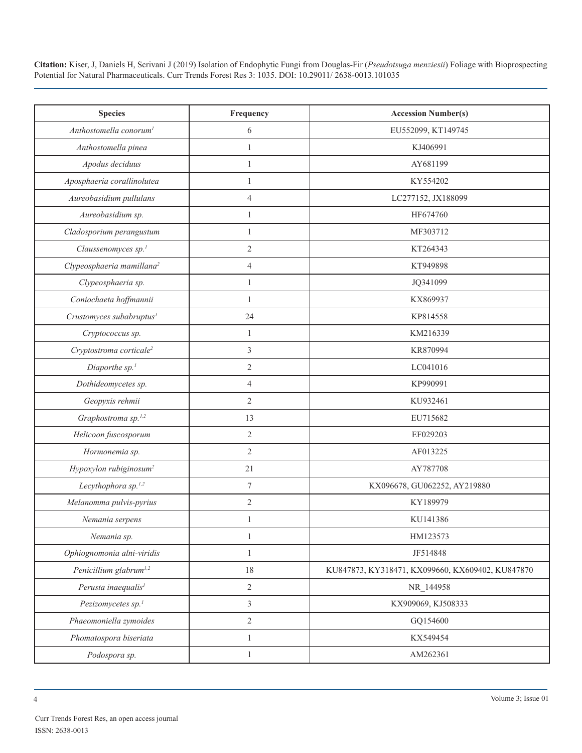| Species | Frequency | Accession Number(s) |
|---|---|---|
| *Anthostomella conorum*[1] | 6 | EU552099, KT149745 |
| *Anthostomella pinea* | 1 | KJ406991 |
| *Apodus deciduus* | 1 | AY681199 |
| *Aposphaeria corallinolutea* | 1 | KY554202 |
| *Aureobasidium pullulans* | 4 | LC277152, JX188099 |
| *Aureobasidium sp.* | 1 | HF674760 |
| *Cladosporium perangustum* | 1 | MF303712 |
| *Claussenomyces sp.*[1] | 2 | KT264343 |
| *Clypeosphaeria mamillana*[2] | 4 | KT949898 |
| *Clypeosphaeria sp.* | 1 | JQ341099 |
| *Coniochaeta hoffmannii* | 1 | KX869937 |
| *Crustomyces subabruptus*[1] | 24 | KP814558 |
| *Cryptococcus sp.* | 1 | KM216339 |
| *Cryptostroma corticale*[2] | 3 | KR870994 |
| *Diaporthe sp.*[1] | 2 | LC041016 |
| *Dothideomycetes sp.* | 4 | KP990991 |
| *Geopyxis rehmii* | 2 | KU932461 |
| *Graphostroma sp.*[1,2] | 13 | EU715682 |
| *Helicoon fuscosporum* | 2 | EF029203 |
| *Hormonemia sp.* | 2 | AF013225 |
| *Hypoxylon rubiginosum*[2] | 21 | AY787708 |
| *Lecythophora sp.*[1,2] | 7 | KX096678, GU062252, AY219880 |
| *Melanomma pulvis-pyrius* | 2 | KY189979 |
| *Nemania serpens* | 1 | KU141386 |
| *Nemania sp.* | 1 | HM123573 |
| *Ophiognomonia alni-viridis* | 1 | JF514848 |
| *Penicillium glabrum*[1,2] | 18 | KU847873, KY318471, KX099660, KX609402, KU847870 |
| *Perusta inaequalis*[1] | 2 | NR_144958 |
| *Pezizomycetes sp.*[1] | 3 | KX909069, KJ508333 |
| *Phaeomoniella zymoides* | 2 | GQ154600 |
| *Phomatospora biseriata* | 1 | KX549454 |
| *Podospora sp.* | 1 | AM262361 |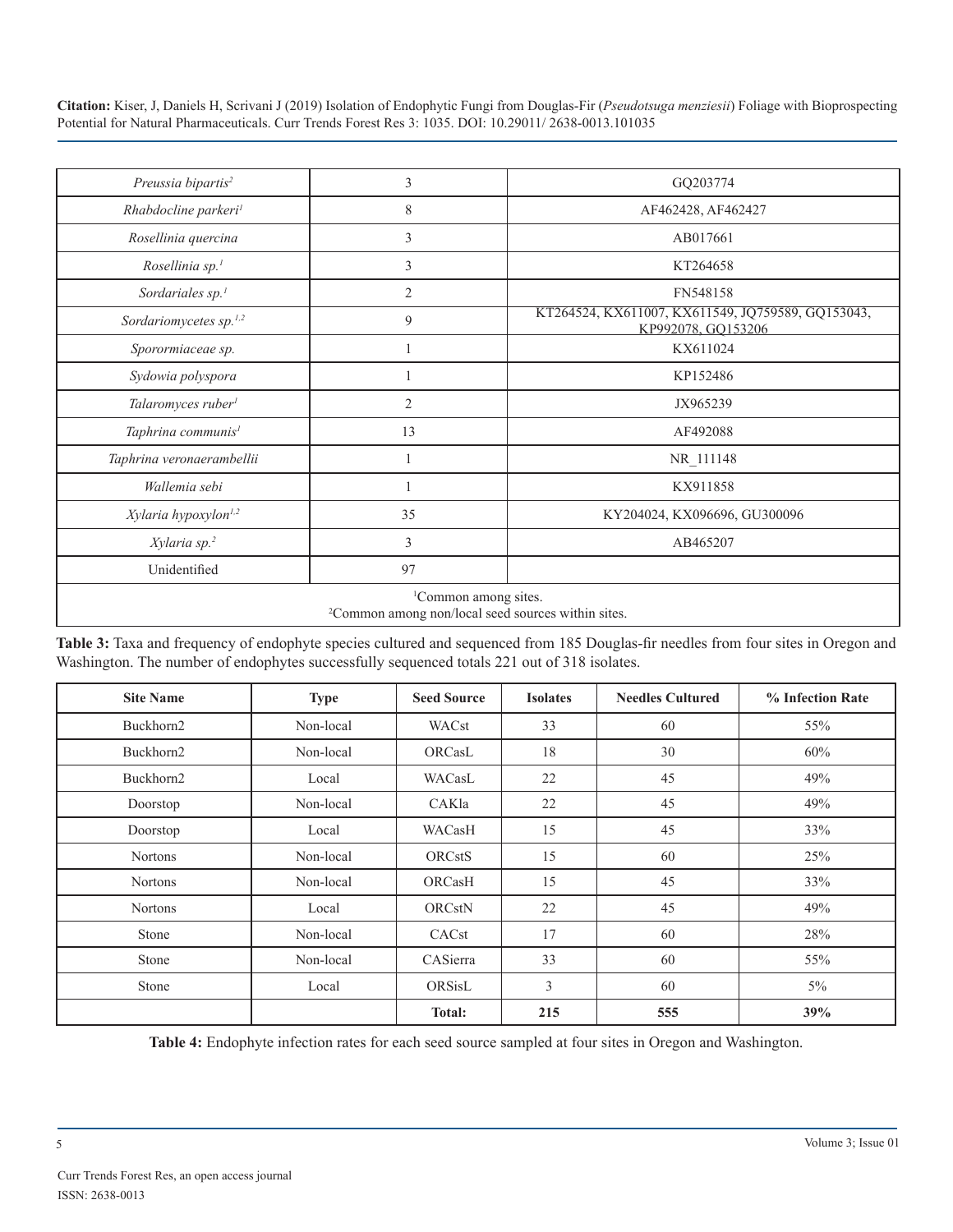| *Preussia bipartis*[2] | 3 | GQ203774 |
|---|---|---|
| *Rhabdocline parkeri*[1] | 8 | AF462428, AF462427 |
| *Rosellinia quercina* | 3 | AB017661 |
| *Rosellinia sp.*[1] | 3 | KT264658 |
| *Sordariales sp.*[1] | 2 | FN548158 |
| *Sordariomycetes sp.*[1,2] | 9 | KT264524, KX611007, KX611549, JQ759589, GQ153043, KP992078, GQ153206 |
| *Sporormiaceae sp.* | 1 | KX611024 |
| *Sydowia polyspora* | 1 | KP152486 |
| *Talaromyces ruber*[1] | 2 | JX965239 |
| *Taphrina communis*[1] | 13 | AF492088 |
| *Taphrina veronaerambellii* | 1 | NR_111148 |
| *Wallemia sebi* | 1 | KX911858 |
| *Xylaria hypoxylon*[1,2] | 35 | KY204024, KX096696, GU300096 |
| *Xylaria sp.*[2] | 3 | AB465207 |
| Unidentified | 97 | |
| [1]Common among sites. [2]Common among non/local seed sources within sites. | | |

**Table 3:** Taxa and frequency of endophyte species cultured and sequenced from 185 Douglas-fir needles from four sites in Oregon and Washington. The number of endophytes successfully sequenced totals 221 out of 318 isolates.

| Site Name | Type | Seed Source | Isolates | Needles Cultured | % Infection Rate |
|---|---|---|---|---|---|
| Buckhorn2 | Non-local | WACst | 33 | 60 | 55% |
| Buckhorn2 | Non-local | ORCasL | 18 | 30 | 60% |
| Buckhorn2 | Local | WACasL | 22 | 45 | 49% |
| Doorstop | Non-local | CAKla | 22 | 45 | 49% |
| Doorstop | Local | WACasH | 15 | 45 | 33% |
| Nortons | Non-local | ORCstS | 15 | 60 | 25% |
| Nortons | Non-local | ORCasH | 15 | 45 | 33% |
| Nortons | Local | ORCstN | 22 | 45 | 49% |
| Stone | Non-local | CACst | 17 | 60 | 28% |
| Stone | Non-local | CASierra | 33 | 60 | 55% |
| Stone | Local | ORSisL | 3 | 60 | 5% |
| | | **Total:** | **215** | **555** | **39%** |

**Table 4:** Endophyte infection rates for each seed source sampled at four sites in Oregon and Washington.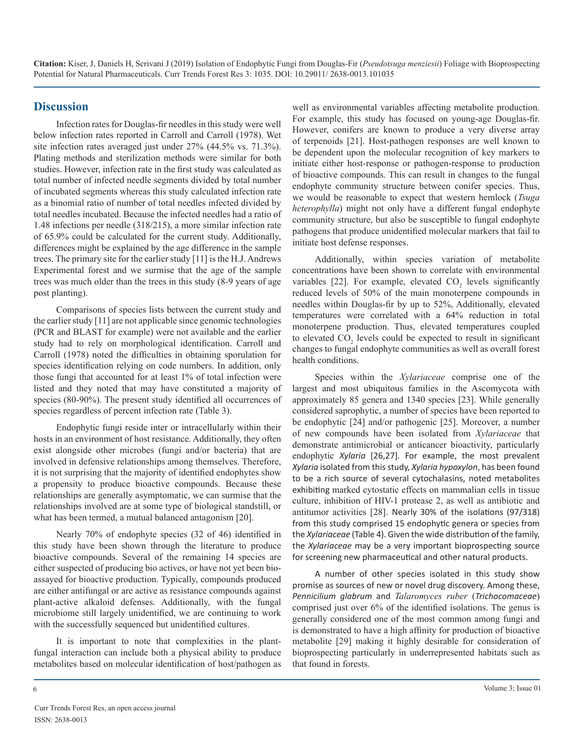## Discussion

Infection rates for Douglas-fir needles in this study were well below infection rates reported in Carroll and Carroll (1978). Wet site infection rates averaged just under 27% (44.5% vs. 71.3%). Plating methods and sterilization methods were similar for both studies. However, infection rate in the first study was calculated as total number of infected needle segments divided by total number of incubated segments whereas this study calculated infection rate as a binomial ratio of number of total needles infected divided by total needles incubated. Because the infected needles had a ratio of 1.48 infections per needle (318/215), a more similar infection rate of 65.9% could be calculated for the current study. Additionally, differences might be explained by the age difference in the sample trees. The primary site for the earlier study [11] is the H.J. Andrews Experimental forest and we surmise that the age of the sample trees was much older than the trees in this study (8-9 years of age post planting).

Comparisons of species lists between the current study and the earlier study [11] are not applicable since genomic technologies (PCR and BLAST for example) were not available and the earlier study had to rely on morphological identification. Carroll and Carroll (1978) noted the difficulties in obtaining sporulation for species identification relying on code numbers. In addition, only those fungi that accounted for at least 1% of total infection were listed and they noted that may have constituted a majority of species (80-90%). The present study identified all occurrences of species regardless of percent infection rate (Table 3).

Endophytic fungi reside inter or intracellularly within their hosts in an environment of host resistance. Additionally, they often exist alongside other microbes (fungi and/or bacteria) that are involved in defensive relationships among themselves. Therefore, it is not surprising that the majority of identified endophytes show a propensity to produce bioactive compounds. Because these relationships are generally asymptomatic, we can surmise that the relationships involved are at some type of biological standstill, or what has been termed, a mutual balanced antagonism [20].

Nearly 70% of endophyte species (32 of 46) identified in this study have been shown through the literature to produce bioactive compounds. Several of the remaining 14 species are either suspected of producing bio actives, or have not yet been bio-assayed for bioactive production. Typically, compounds produced are either antifungal or are active as resistance compounds against plant-active alkaloid defenses. Additionally, with the fungal microbiome still largely unidentified, we are continuing to work with the successfully sequenced but unidentified cultures.

It is important to note that complexities in the plant-fungal interaction can include both a physical ability to produce metabolites based on molecular identification of host/pathogen as well as environmental variables affecting metabolite production. For example, this study has focused on young-age Douglas-fir. However, conifers are known to produce a very diverse array of terpenoids [21]. Host-pathogen responses are well known to be dependent upon the molecular recognition of key markers to initiate either host-response or pathogen-response to production of bioactive compounds. This can result in changes to the fungal endophyte community structure between conifer species. Thus, we would be reasonable to expect that western hemlock (*Tsuga heterophylla*) might not only have a different fungal endophyte community structure, but also be susceptible to fungal endophyte pathogens that produce unidentified molecular markers that fail to initiate host defense responses.

Additionally, within species variation of metabolite concentrations have been shown to correlate with environmental variables [22]. For example, elevated $CO_2$ levels significantly reduced levels of 50% of the main monoterpene compounds in needles within Douglas-fir by up to 52%, Additionally, elevated temperatures were correlated with a 64% reduction in total monoterpene production. Thus, elevated temperatures coupled to elevated $CO_2$ levels could be expected to result in significant changes to fungal endophyte communities as well as overall forest health conditions.

Species within the *Xylariaceae* comprise one of the largest and most ubiquitous families in the Ascomycota with approximately 85 genera and 1340 species [23]. While generally considered saprophytic, a number of species have been reported to be endophytic [24] and/or pathogenic [25]. Moreover, a number of new compounds have been isolated from *Xylariaceae* that demonstrate antimicrobial or anticancer bioactivity, particularly endophytic *Xylaria* [26,27]. For example, the most prevalent *Xylaria* isolated from this study, *Xylaria hypoxylon*, has been found to be a rich source of several cytochalasins, noted metabolites exhibiting marked cytostatic effects on mammalian cells in tissue culture, inhibition of HIV-1 protease 2, as well as antibiotic and antitumor activities [28]. Nearly 30% of the isolations (97/318) from this study comprised 15 endophytic genera or species from the *Xylariaceae* (Table 4). Given the wide distribution of the family, the *Xylariaceae* may be a very important bioprospecting source for screening new pharmaceutical and other natural products.

A number of other species isolated in this study show promise as sources of new or novel drug discovery. Among these, *Pennicilium glabrum* and *Talaromyces ruber* (*Trichocomaceae*) comprised just over 6% of the identified isolations. The genus is generally considered one of the most common among fungi and is demonstrated to have a high affinity for production of bioactive metabolite [29] making it highly desirable for consideration of bioprospecting particularly in underrepresented habitats such as that found in forests.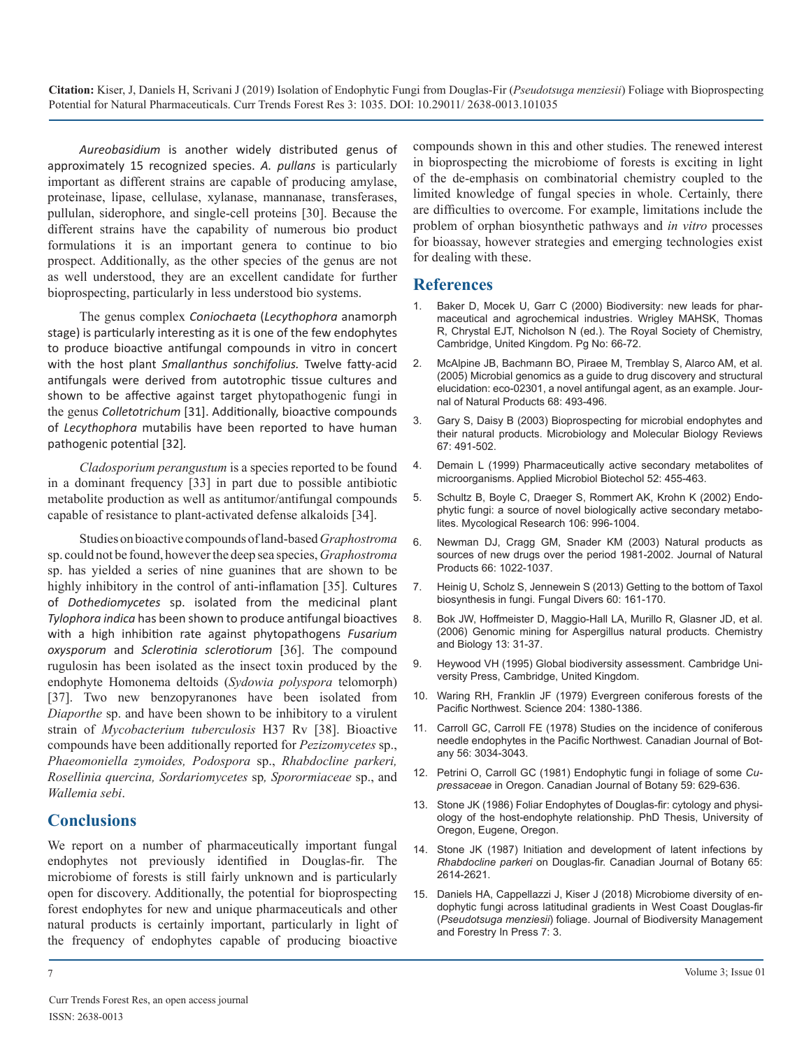*Aureobasidium* is another widely distributed genus of approximately 15 recognized species. *A. pullans* is particularly important as different strains are capable of producing amylase, proteinase, lipase, cellulase, xylanase, mannanase, transferases, pullulan, siderophore, and single-cell proteins [30]. Because the different strains have the capability of numerous bio product formulations it is an important genera to continue to bio prospect. Additionally, as the other species of the genus are not as well understood, they are an excellent candidate for further bioprospecting, particularly in less understood bio systems.

The genus complex *Coniochaeta* (*Lecythophora* anamorph stage) is particularly interesting as it is one of the few endophytes to produce bioactive antifungal compounds in vitro in concert with the host plant *Smallanthus sonchifolius.* Twelve fatty-acid antifungals were derived from autotrophic tissue cultures and shown to be affective against target phytopathogenic fungi in the genus *Colletotrichum* [31]. Additionally, bioactive compounds of *Lecythophora* mutabilis have been reported to have human pathogenic potential [32].

*Cladosporium perangustum* is a species reported to be found in a dominant frequency [33] in part due to possible antibiotic metabolite production as well as antitumor/antifungal compounds capable of resistance to plant-activated defense alkaloids [34].

Studies on bioactive compounds of land-based *Graphostroma* sp. could not be found, however the deep sea species, *Graphostroma* sp. has yielded a series of nine guanines that are shown to be highly inhibitory in the control of anti-inflamation [35]. Cultures of *Dothediomycetes* sp. isolated from the medicinal plant *Tylophora indica* has been shown to produce antifungal bioactives with a high inhibition rate against phytopathogens *Fusarium oxysporum* and *Sclerotinia sclerotiorum* [36]. The compound rugulosin has been isolated as the insect toxin produced by the endophyte Homonema deltoids (*Sydowia polyspora* telomorph) [37]. Two new benzopyranones have been isolated from *Diaporthe* sp. and have been shown to be inhibitory to a virulent strain of *Mycobacterium tuberculosis* H37 Rv [38]. Bioactive compounds have been additionally reported for *Pezizomycetes* sp., *Phaeomoniella zymoides, Podospora* sp., *Rhabdocline parkeri, Rosellinia quercina, Sordariomycetes* sp*, Sporormiaceae* sp., and *Wallemia sebi*.

## Conclusions

We report on a number of pharmaceutically important fungal endophytes not previously identified in Douglas-fir. The microbiome of forests is still fairly unknown and is particularly open for discovery. Additionally, the potential for bioprospecting forest endophytes for new and unique pharmaceuticals and other natural products is certainly important, particularly in light of the frequency of endophytes capable of producing bioactive compounds shown in this and other studies. The renewed interest in bioprospecting the microbiome of forests is exciting in light of the de-emphasis on combinatorial chemistry coupled to the limited knowledge of fungal species in whole. Certainly, there are difficulties to overcome. For example, limitations include the problem of orphan biosynthetic pathways and *in vitro* processes for bioassay, however strategies and emerging technologies exist for dealing with these.

## References

1. Baker D, Mocek U, Garr C (2000) Biodiversity: new leads for pharmaceutical and agrochemical industries. Wrigley MAHSK, Thomas R, Chrystal EJT, Nicholson N (ed.). The Royal Society of Chemistry, Cambridge, United Kingdom. Pg No: 66-72.
2. McAlpine JB, Bachmann BO, Piraee M, Tremblay S, Alarco AM, et al. (2005) Microbial genomics as a guide to drug discovery and structural elucidation: eco-02301, a novel antifungal agent, as an example. Journal of Natural Products 68: 493-496.
3. Gary S, Daisy B (2003) Bioprospecting for microbial endophytes and their natural products. Microbiology and Molecular Biology Reviews 67: 491-502.
4. Demain L (1999) Pharmaceutically active secondary metabolites of microorganisms. Applied Microbiol Biotechol 52: 455-463.
5. Schultz B, Boyle C, Draeger S, Rommert AK, Krohn K (2002) Endophytic fungi: a source of novel biologically active secondary metabolites. Mycological Research 106: 996-1004.
6. Newman DJ, Cragg GM, Snader KM (2003) Natural products as sources of new drugs over the period 1981-2002. Journal of Natural Products 66: 1022-1037.
7. Heinig U, Scholz S, Jennewein S (2013) Getting to the bottom of Taxol biosynthesis in fungi. Fungal Divers 60: 161-170.
8. Bok JW, Hoffmeister D, Maggio-Hall LA, Murillo R, Glasner JD, et al. (2006) Genomic mining for Aspergillus natural products. Chemistry and Biology 13: 31-37.
9. Heywood VH (1995) Global biodiversity assessment. Cambridge University Press, Cambridge, United Kingdom.
10. Waring RH, Franklin JF (1979) Evergreen coniferous forests of the Pacific Northwest. Science 204: 1380-1386.
11. Carroll GC, Carroll FE (1978) Studies on the incidence of coniferous needle endophytes in the Pacific Northwest. Canadian Journal of Botany 56: 3034-3043.
12. Petrini O, Carroll GC (1981) Endophytic fungi in foliage of some *Cupressaceae* in Oregon. Canadian Journal of Botany 59: 629-636.
13. Stone JK (1986) Foliar Endophytes of Douglas-fir: cytology and physiology of the host-endophyte relationship. PhD Thesis, University of Oregon, Eugene, Oregon.
14. Stone JK (1987) Initiation and development of latent infections by *Rhabdocline parkeri* on Douglas-fir. Canadian Journal of Botany 65: 2614-2621.
15. Daniels HA, Cappellazzi J, Kiser J (2018) Microbiome diversity of endophytic fungi across latitudinal gradients in West Coast Douglas-fir (*Pseudotsuga menziesii*) foliage. Journal of Biodiversity Management and Forestry In Press 7: 3.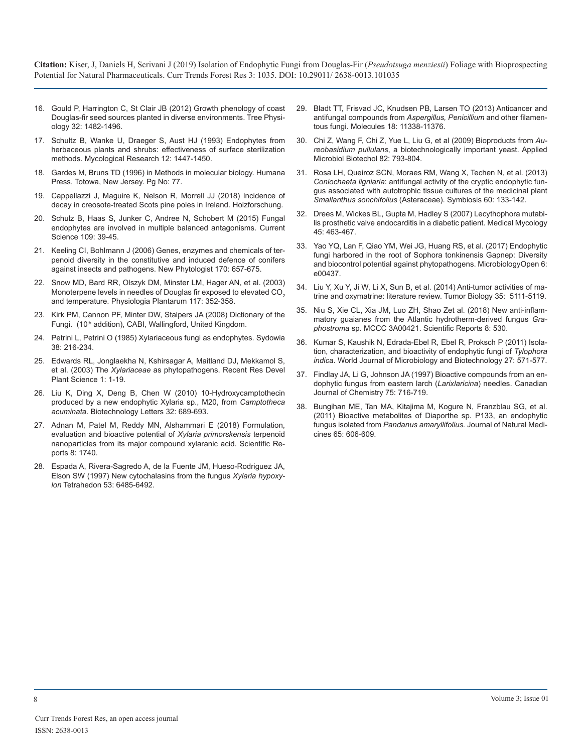16. Gould P, Harrington C, St Clair JB (2012) Growth phenology of coast Douglas-fir seed sources planted in diverse environments. Tree Physiology 32: 1482-1496.

17. Schultz B, Wanke U, Draeger S, Aust HJ (1993) Endophytes from herbaceous plants and shrubs: effectiveness of surface sterilization methods. Mycological Research 12: 1447-1450.

18. Gardes M, Bruns TD (1996) in Methods in molecular biology. Humana Press, Totowa, New Jersey. Pg No: 77.

19. Cappellazzi J, Maguire K, Nelson R, Morrell JJ (2018) Incidence of decay in creosote-treated Scots pine poles in Ireland. Holzforschung.

20. Schulz B, Haas S, Junker C, Andree N, Schobert M (2015) Fungal endophytes are involved in multiple balanced antagonisms. Current Science 109: 39-45.

21. Keeling CI, Bohlmann J (2006) Genes, enzymes and chemicals of terpenoid diversity in the constitutive and induced defence of conifers against insects and pathogens. New Phytologist 170: 657-675.

22. Snow MD, Bard RR, Olszyk DM, Minster LM, Hager AN, et al. (2003) Monoterpene levels in needles of Douglas fir exposed to elevated $CO_2$ and temperature. Physiologia Plantarum 117: 352-358.

23. Kirk PM, Cannon PF, Minter DW, Stalpers JA (2008) Dictionary of the Fungi. (10th addition), CABI, Wallingford, United Kingdom.

24. Petrini L, Petrini O (1985) Xylariaceous fungi as endophytes. Sydowia 38: 216-234.

25. Edwards RL, Jonglaekha N, Kshirsagar A, Maitland DJ, Mekkamol S, et al. (2003) The *Xylariaceae* as phytopathogens. Recent Res Devel Plant Science 1: 1-19.

26. Liu K, Ding X, Deng B, Chen W (2010) 10-Hydroxycamptothecin produced by a new endophytic Xylaria sp., M20, from *Camptotheca acuminata*. Biotechnology Letters 32: 689-693.

27. Adnan M, Patel M, Reddy MN, Alshammari E (2018) Formulation, evaluation and bioactive potential of *Xylaria primorskensis* terpenoid nanoparticles from its major compound xylaranic acid. Scientific Reports 8: 1740.

28. Espada A, Rivera-Sagredo A, de la Fuente JM, Hueso-Rodriguez JA, Elson SW (1997) New cytochalasins from the fungus *Xylaria hypoxylon* Tetrahedon 53: 6485-6492.

29. Bladt TT, Frisvad JC, Knudsen PB, Larsen TO (2013) Anticancer and antifungal compounds from *Aspergillus, Penicillium* and other filamentous fungi. Molecules 18: 11338-11376.

30. Chi Z, Wang F, Chi Z, Yue L, Liu G, et al (2009) Bioproducts from *Aureobasidium pullulans*, a biotechnologically important yeast. Applied Microbiol Biotechol 82: 793-804.

31. Rosa LH, Queiroz SCN, Moraes RM, Wang X, Techen N, et al. (2013) *Coniochaeta ligniaria*: antifungal activity of the cryptic endophytic fungus associated with autotrophic tissue cultures of the medicinal plant *Smallanthus sonchifolius* (Asteraceae). Symbiosis 60: 133-142.

32. Drees M, Wickes BL, Gupta M, Hadley S (2007) Lecythophora mutabilis prosthetic valve endocarditis in a diabetic patient. Medical Mycology 45: 463-467.

33. Yao YQ, Lan F, Qiao YM, Wei JG, Huang RS, et al. (2017) Endophytic fungi harbored in the root of Sophora tonkinensis Gapnep: Diversity and biocontrol potential against phytopathogens. MicrobiologyOpen 6: e00437.

34. Liu Y, Xu Y, Ji W, Li X, Sun B, et al. (2014) Anti-tumor activities of matrine and oxymatrine: literature review. Tumor Biology 35: 5111-5119.

35. Niu S, Xie CL, Xia JM, Luo ZH, Shao Zet al. (2018) New anti-inflammatory guaianes from the Atlantic hydrotherm-derived fungus *Graphostroma* sp. MCCC 3A00421. Scientific Reports 8: 530.

36. Kumar S, Kaushik N, Edrada-Ebel R, Ebel R, Proksch P (2011) Isolation, characterization, and bioactivity of endophytic fungi of *Tylophora indica*. World Journal of Microbiology and Biotechnology 27: 571-577.

37. Findlay JA, Li G, Johnson JA (1997) Bioactive compounds from an endophytic fungus from eastern larch (*Larixlaricina*) needles. Canadian Journal of Chemistry 75: 716-719.

38. Bungihan ME, Tan MA, Kitajima M, Kogure N, Franzblau SG, et al. (2011) Bioactive metabolites of Diaporthe sp. P133, an endophytic fungus isolated from *Pandanus amaryllifolius.* Journal of Natural Medicines 65: 606-609.